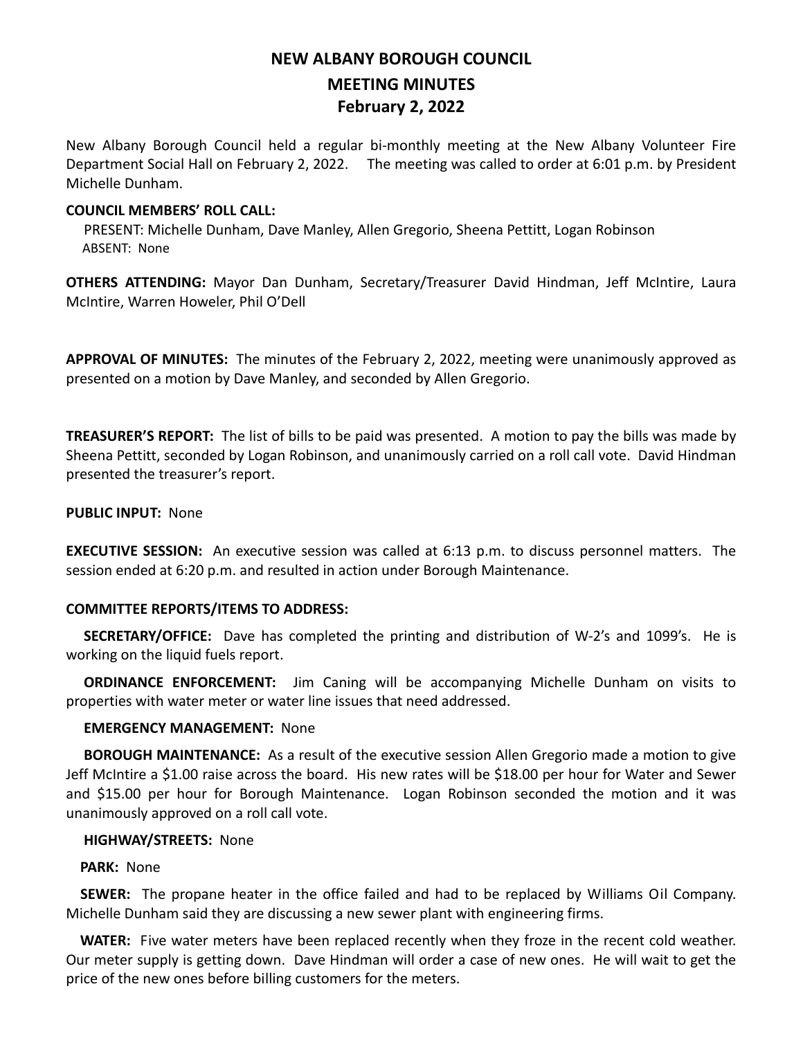# NEW ALBANY BOROUGH COUNCIL
## MEETING MINUTES
### February 2, 2022

New Albany Borough Council held a regular bi-monthly meeting at the New Albany Volunteer Fire Department Social Hall on February 2, 2022. The meeting was called to order at 6:01 p.m. by President Michelle Dunham.

**COUNCIL MEMBERS' ROLL CALL:**

PRESENT: Michelle Dunham, Dave Manley, Allen Gregorio, Sheena Pettitt, Logan Robinson
ABSENT: None

**OTHERS ATTENDING:** Mayor Dan Dunham, Secretary/Treasurer David Hindman, Jeff McIntire, Laura McIntire, Warren Howeler, Phil O'Dell

**APPROVAL OF MINUTES:** The minutes of the February 2, 2022, meeting were unanimously approved as presented on a motion by Dave Manley, and seconded by Allen Gregorio.

**TREASURER'S REPORT:** The list of bills to be paid was presented. A motion to pay the bills was made by Sheena Pettitt, seconded by Logan Robinson, and unanimously carried on a roll call vote. David Hindman presented the treasurer's report.

**PUBLIC INPUT:** None

**EXECUTIVE SESSION:** An executive session was called at 6:13 p.m. to discuss personnel matters. The session ended at 6:20 p.m. and resulted in action under Borough Maintenance.

**COMMITTEE REPORTS/ITEMS TO ADDRESS:**

**SECRETARY/OFFICE:** Dave has completed the printing and distribution of W-2's and 1099's. He is working on the liquid fuels report.

**ORDINANCE ENFORCEMENT:** Jim Caning will be accompanying Michelle Dunham on visits to properties with water meter or water line issues that need addressed.

**EMERGENCY MANAGEMENT:** None

**BOROUGH MAINTENANCE:** As a result of the executive session Allen Gregorio made a motion to give Jeff McIntire a $1.00 raise across the board. His new rates will be $18.00 per hour for Water and Sewer and $15.00 per hour for Borough Maintenance. Logan Robinson seconded the motion and it was unanimously approved on a roll call vote.

**HIGHWAY/STREETS:** None

**PARK:** None

**SEWER:** The propane heater in the office failed and had to be replaced by Williams Oil Company. Michelle Dunham said they are discussing a new sewer plant with engineering firms.

**WATER:** Five water meters have been replaced recently when they froze in the recent cold weather. Our meter supply is getting down. Dave Hindman will order a case of new ones. He will wait to get the price of the new ones before billing customers for the meters.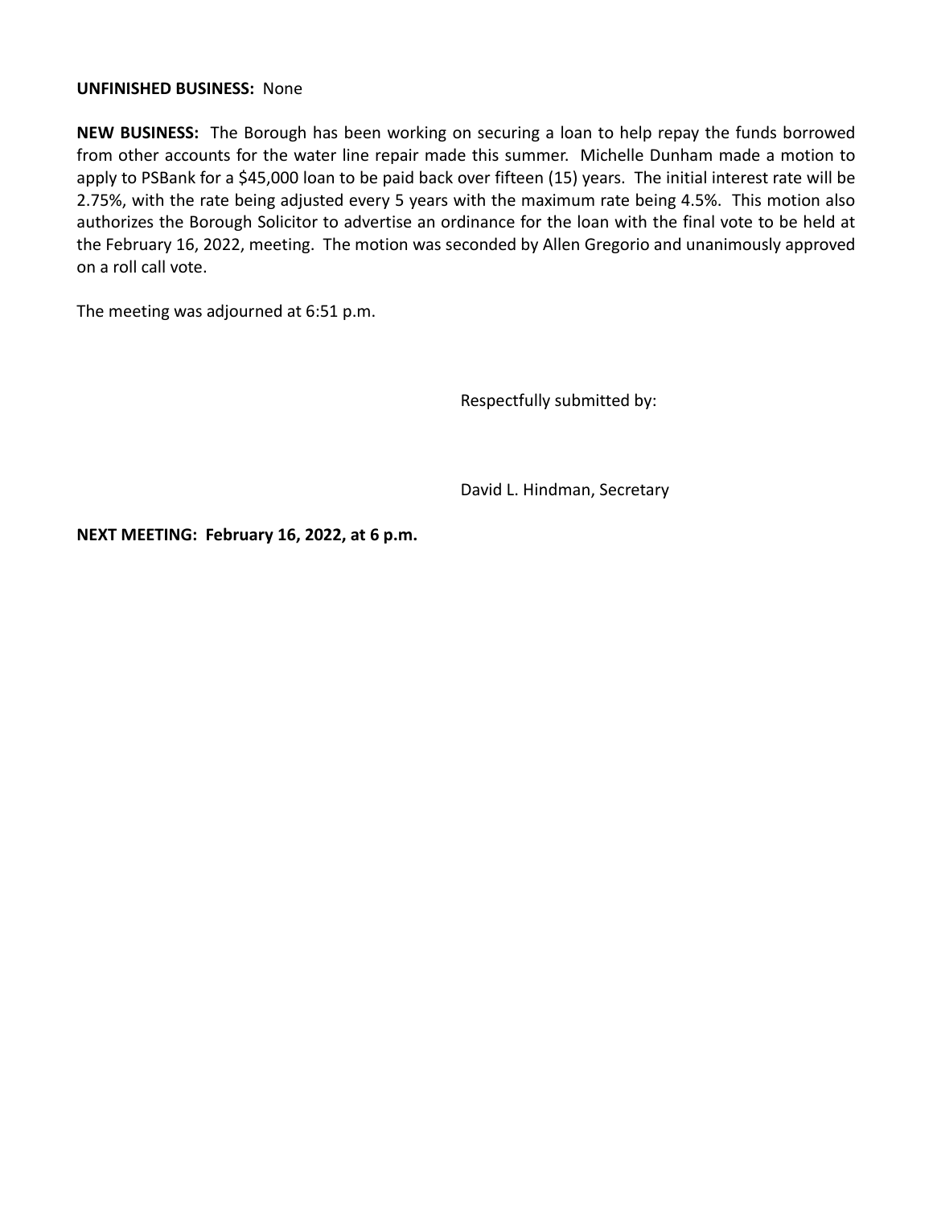**UNFINISHED BUSINESS:** None

**NEW BUSINESS:** The Borough has been working on securing a loan to help repay the funds borrowed from other accounts for the water line repair made this summer. Michelle Dunham made a motion to apply to PSBank for a $45,000 loan to be paid back over fifteen (15) years. The initial interest rate will be 2.75%, with the rate being adjusted every 5 years with the maximum rate being 4.5%. This motion also authorizes the Borough Solicitor to advertise an ordinance for the loan with the final vote to be held at the February 16, 2022, meeting. The motion was seconded by Allen Gregorio and unanimously approved on a roll call vote.

The meeting was adjourned at 6:51 p.m.

Respectfully submitted by:

David L. Hindman, Secretary

**NEXT MEETING: February 16, 2022, at 6 p.m.**